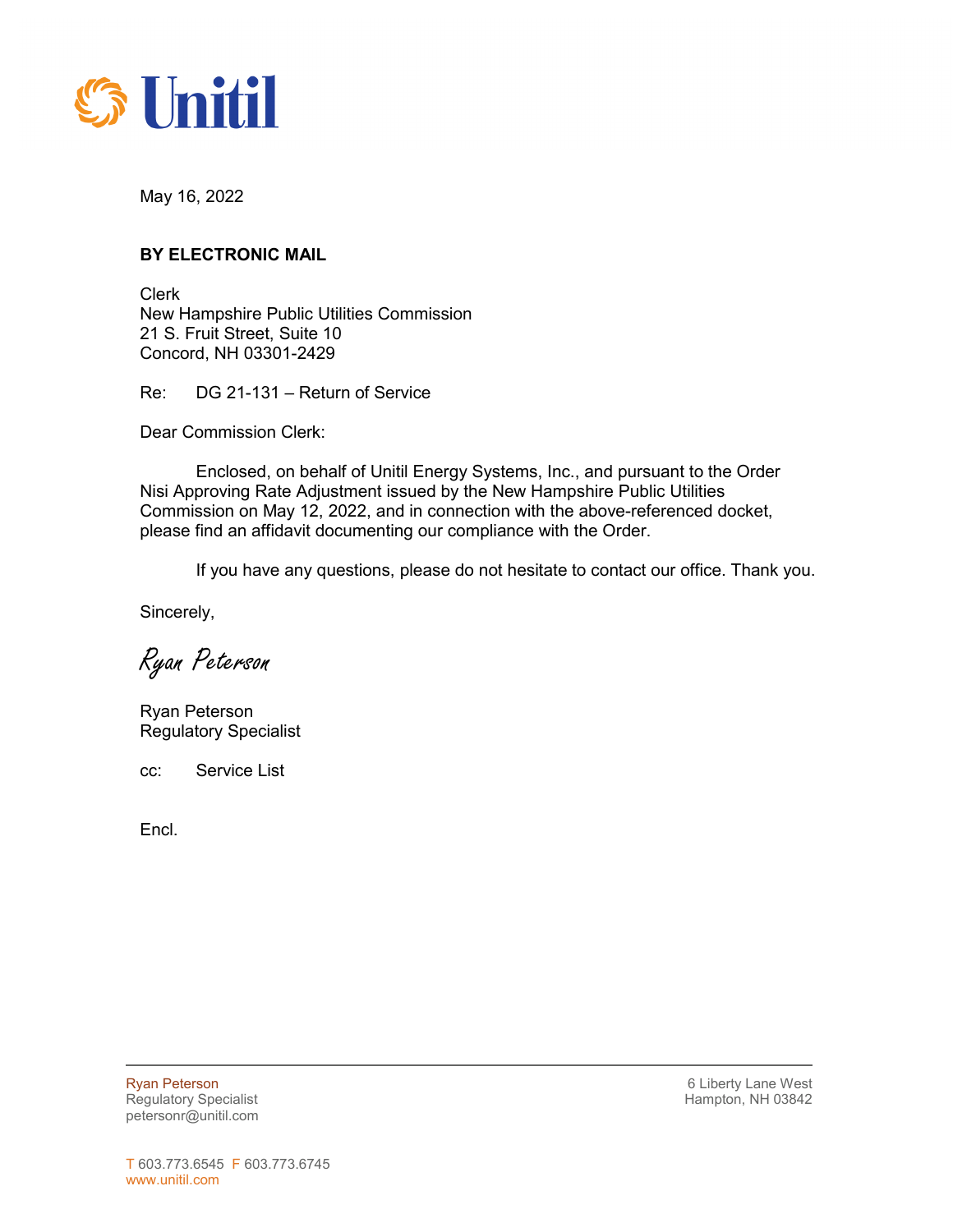Unitil

May 16, 2022

**BY ELECTRONIC MAIL**

Clerk
New Hampshire Public Utilities Commission
21 S. Fruit Street, Suite 10
Concord, NH 03301-2429

Re: DG 21-131 – Return of Service

Dear Commission Clerk:

Enclosed, on behalf of Unitil Energy Systems, Inc., and pursuant to the Order Nisi Approving Rate Adjustment issued by the New Hampshire Public Utilities Commission on May 12, 2022, and in connection with the above-referenced docket, please find an affidavit documenting our compliance with the Order.

If you have any questions, please do not hesitate to contact our office. Thank you.

Sincerely,

*Ryan Peterson*

Ryan Peterson
Regulatory Specialist

cc: Service List

Encl.

Ryan Peterson
Regulatory Specialist
petersonr@unitil.com

6 Liberty Lane West
Hampton, NH 03842

T 603.773.6545 F 603.773.6745
www.unitil.com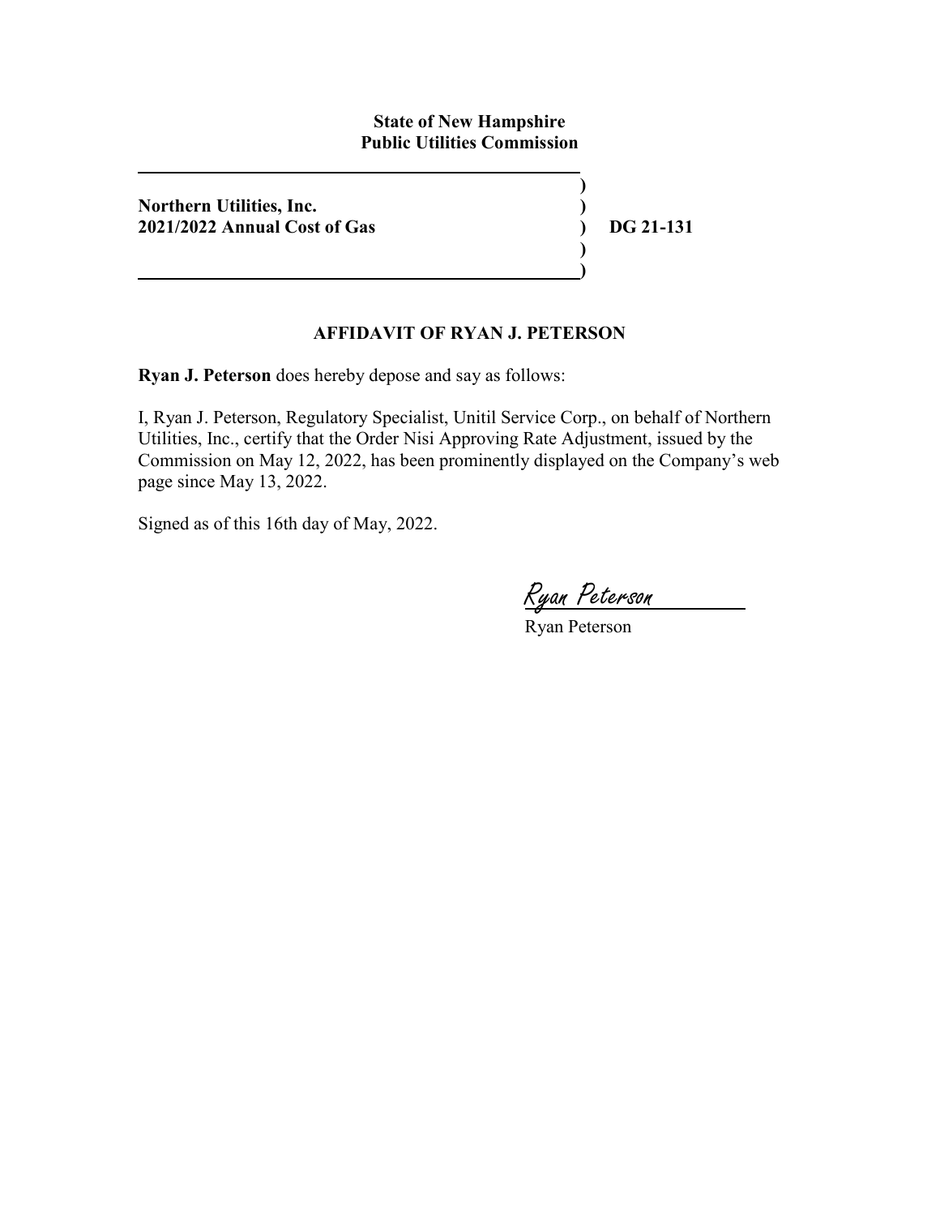**State of New Hampshire**
**Public Utilities Commission**

| | |
|---|---|
| **Northern Utilities, Inc.** <br> **2021/2022 Annual Cost of Gas** | **DG 21-131** |

**AFFIDAVIT OF RYAN J. PETERSON**

**Ryan J. Peterson** does hereby depose and say as follows:

I, Ryan J. Peterson, Regulatory Specialist, Unitil Service Corp., on behalf of Northern Utilities, Inc., certify that the Order Nisi Approving Rate Adjustment, issued by the Commission on May 12, 2022, has been prominently displayed on the Company's web page since May 13, 2022.

Signed as of this 16th day of May, 2022.

*Ryan Peterson*

Ryan Peterson